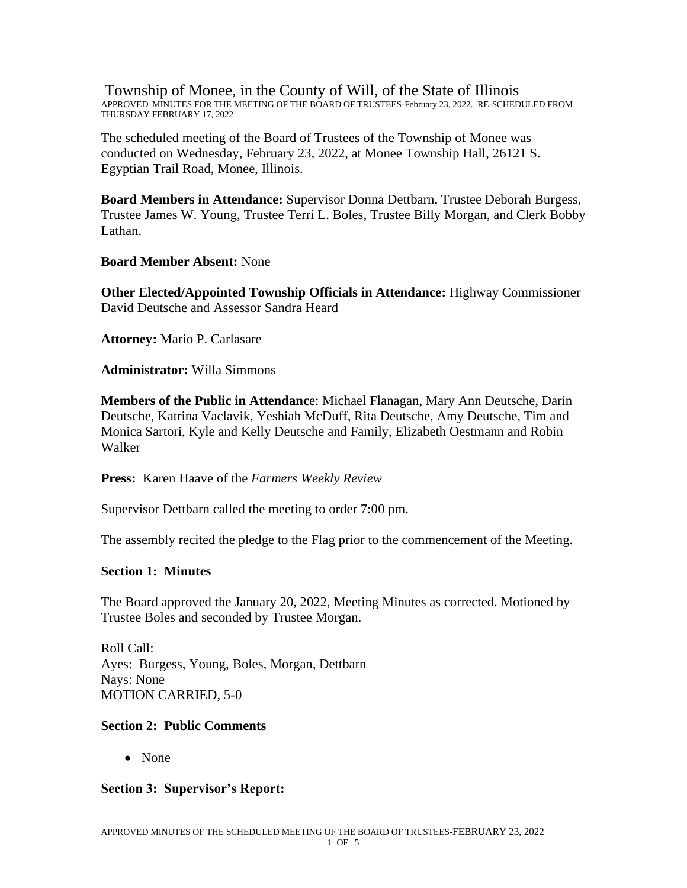# Township of Monee, in the County of Will, of the State of Illinois

APPROVED MINUTES FOR THE MEETING OF THE BOARD OF TRUSTEES-February 23, 2022. RE-SCHEDULED FROM THURSDAY FEBRUARY 17, 2022

The scheduled meeting of the Board of Trustees of the Township of Monee was conducted on Wednesday, February 23, 2022, at Monee Township Hall, 26121 S. Egyptian Trail Road, Monee, Illinois.

**Board Members in Attendance:** Supervisor Donna Dettbarn, Trustee Deborah Burgess, Trustee James W. Young, Trustee Terri L. Boles, Trustee Billy Morgan, and Clerk Bobby Lathan.

**Board Member Absent:** None

**Other Elected/Appointed Township Officials in Attendance:** Highway Commissioner David Deutsche and Assessor Sandra Heard

**Attorney:** Mario P. Carlasare

**Administrator:** Willa Simmons

**Members of the Public in Attendanc**e: Michael Flanagan, Mary Ann Deutsche, Darin Deutsche, Katrina Vaclavik, Yeshiah McDuff, Rita Deutsche, Amy Deutsche, Tim and Monica Sartori, Kyle and Kelly Deutsche and Family, Elizabeth Oestmann and Robin Walker

**Press:** Karen Haave of the *Farmers Weekly Review*

Supervisor Dettbarn called the meeting to order 7:00 pm.

The assembly recited the pledge to the Flag prior to the commencement of the Meeting.

## Section 1: Minutes

The Board approved the January 20, 2022, Meeting Minutes as corrected. Motioned by Trustee Boles and seconded by Trustee Morgan.

Roll Call:
Ayes: Burgess, Young, Boles, Morgan, Dettbarn
Nays: None
MOTION CARRIED, 5-0

## Section 2: Public Comments

- None

## Section 3: Supervisor's Report: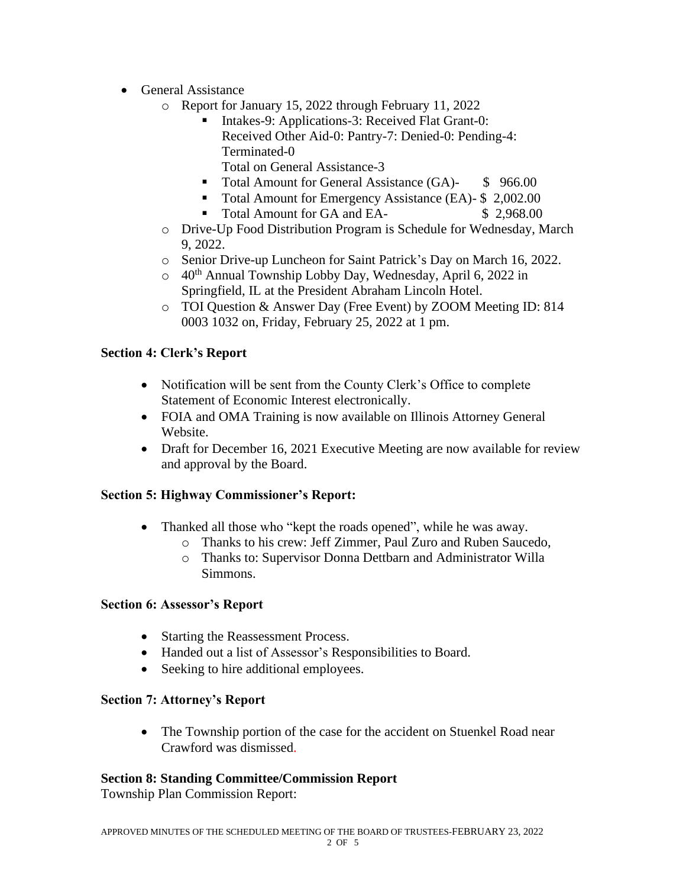- General Assistance
  - Report for January 15, 2022 through February 11, 2022
    - Intakes-9: Applications-3: Received Flat Grant-0: Received Other Aid-0: Pantry-7: Denied-0: Pending-4: Terminated-0
      Total on General Assistance-3
    - Total Amount for General Assistance (GA)- $ 966.00
    - Total Amount for Emergency Assistance (EA)- $ 2,002.00
    - Total Amount for GA and EA- $ 2,968.00
  - Drive-Up Food Distribution Program is Schedule for Wednesday, March 9, 2022.
  - Senior Drive-up Luncheon for Saint Patrick's Day on March 16, 2022.
  - 40th Annual Township Lobby Day, Wednesday, April 6, 2022 in Springfield, IL at the President Abraham Lincoln Hotel.
  - TOI Question & Answer Day (Free Event) by ZOOM Meeting ID: 814 0003 1032 on, Friday, February 25, 2022 at 1 pm.

**Section 4: Clerk's Report**

- Notification will be sent from the County Clerk's Office to complete Statement of Economic Interest electronically.
- FOIA and OMA Training is now available on Illinois Attorney General Website.
- Draft for December 16, 2021 Executive Meeting are now available for review and approval by the Board.

**Section 5: Highway Commissioner's Report:**

- Thanked all those who "kept the roads opened", while he was away.
  - Thanks to his crew: Jeff Zimmer, Paul Zuro and Ruben Saucedo,
  - Thanks to: Supervisor Donna Dettbarn and Administrator Willa Simmons.

**Section 6: Assessor's Report**

- Starting the Reassessment Process.
- Handed out a list of Assessor's Responsibilities to Board.
- Seeking to hire additional employees.

**Section 7: Attorney's Report**

- The Township portion of the case for the accident on Stuenkel Road near Crawford was dismissed.

**Section 8: Standing Committee/Commission Report**

Township Plan Commission Report: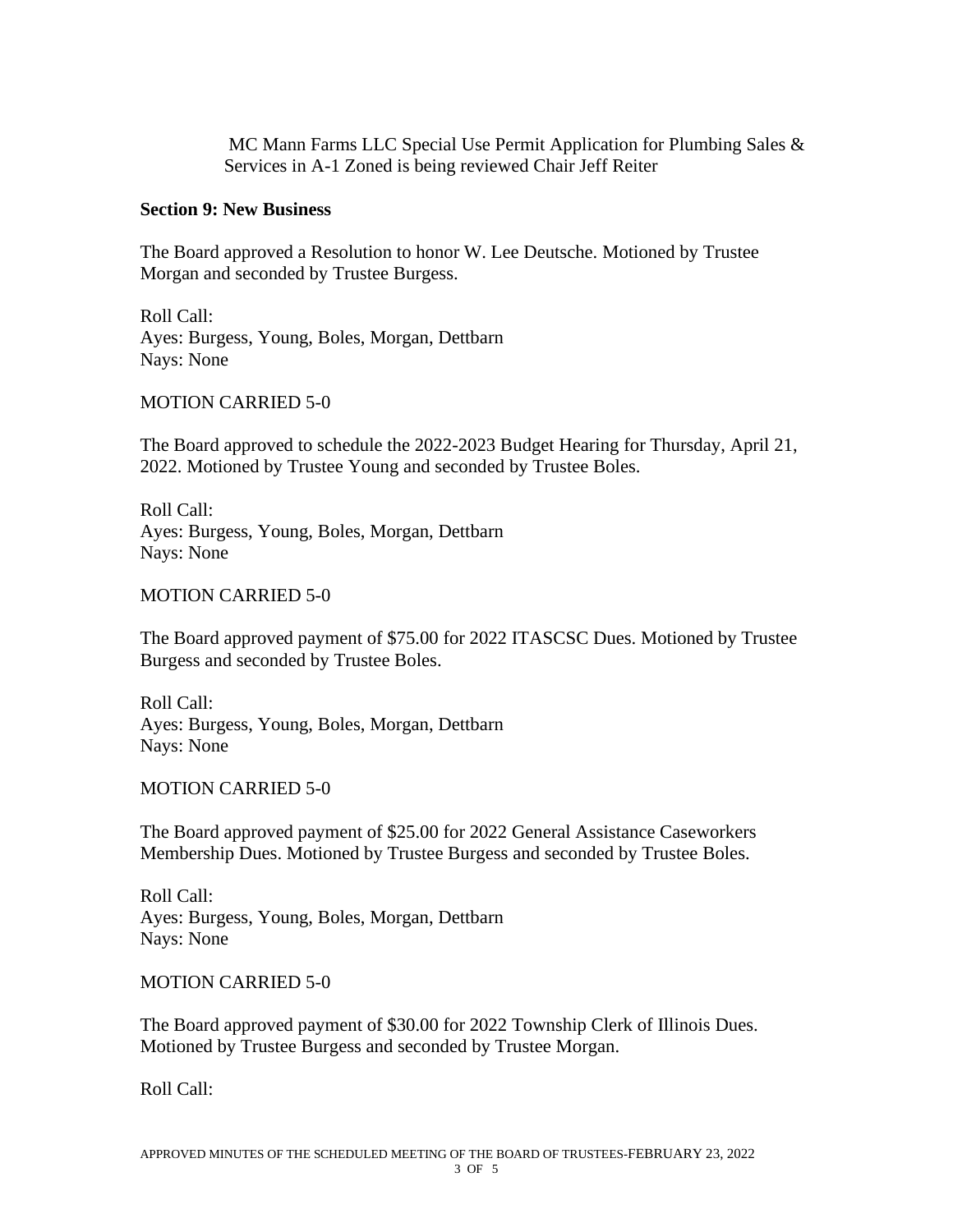MC Mann Farms LLC Special Use Permit Application for Plumbing Sales & Services in A-1 Zoned is being reviewed Chair Jeff Reiter

**Section 9: New Business**

The Board approved a Resolution to honor W. Lee Deutsche. Motioned by Trustee Morgan and seconded by Trustee Burgess.

Roll Call:
Ayes: Burgess, Young, Boles, Morgan, Dettbarn
Nays: None

MOTION CARRIED 5-0

The Board approved to schedule the 2022-2023 Budget Hearing for Thursday, April 21, 2022. Motioned by Trustee Young and seconded by Trustee Boles.

Roll Call:
Ayes: Burgess, Young, Boles, Morgan, Dettbarn
Nays: None

MOTION CARRIED 5-0

The Board approved payment of $75.00 for 2022 ITASCSC Dues. Motioned by Trustee Burgess and seconded by Trustee Boles.

Roll Call:
Ayes: Burgess, Young, Boles, Morgan, Dettbarn
Nays: None

MOTION CARRIED 5-0

The Board approved payment of $25.00 for 2022 General Assistance Caseworkers Membership Dues. Motioned by Trustee Burgess and seconded by Trustee Boles.

Roll Call:
Ayes: Burgess, Young, Boles, Morgan, Dettbarn
Nays: None

MOTION CARRIED 5-0

The Board approved payment of $30.00 for 2022 Township Clerk of Illinois Dues. Motioned by Trustee Burgess and seconded by Trustee Morgan.

Roll Call: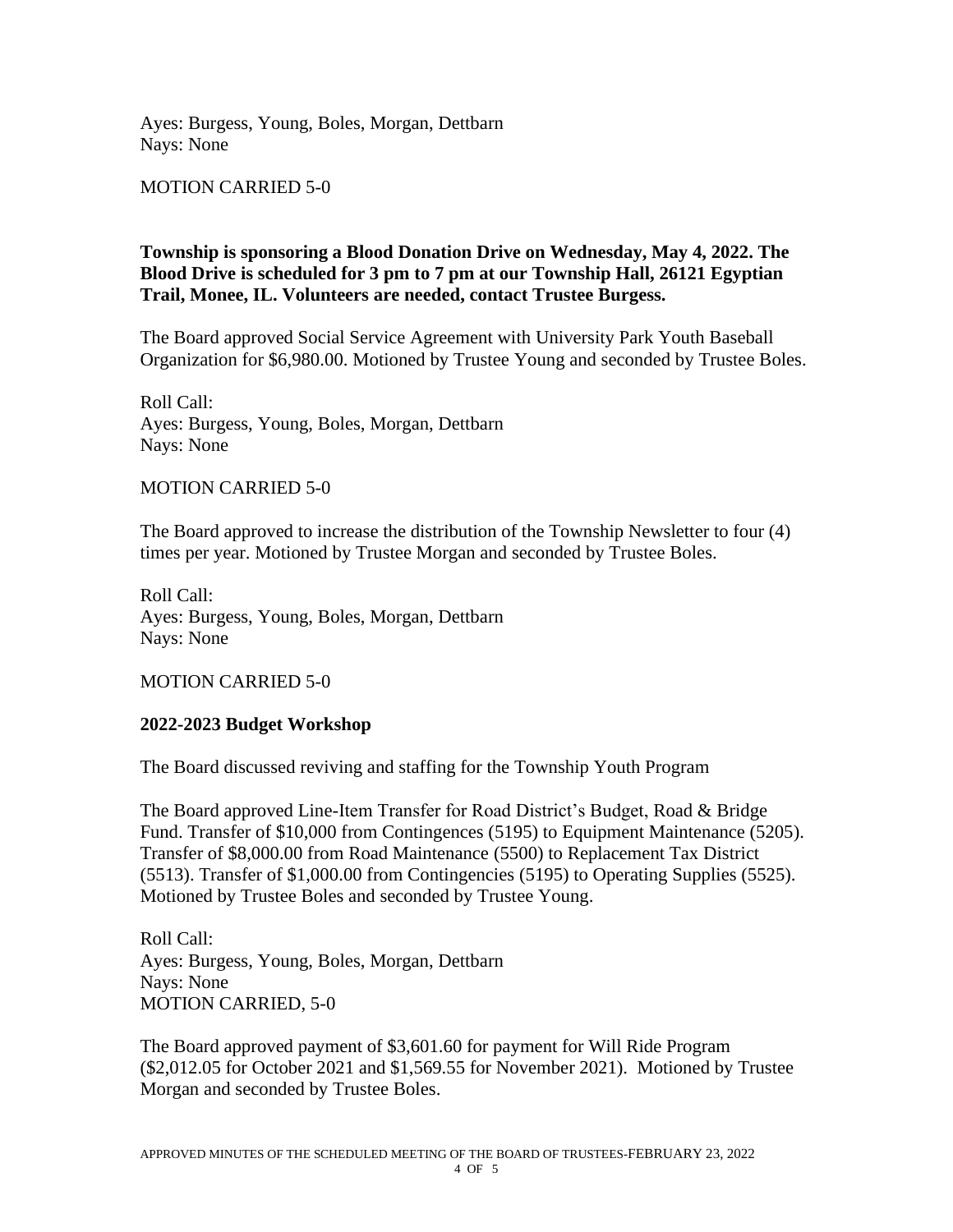Ayes: Burgess, Young, Boles, Morgan, Dettbarn
Nays: None

MOTION CARRIED 5-0

**Township is sponsoring a Blood Donation Drive on Wednesday, May 4, 2022. The Blood Drive is scheduled for 3 pm to 7 pm at our Township Hall, 26121 Egyptian Trail, Monee, IL. Volunteers are needed, contact Trustee Burgess.**

The Board approved Social Service Agreement with University Park Youth Baseball Organization for $6,980.00. Motioned by Trustee Young and seconded by Trustee Boles.

Roll Call:
Ayes: Burgess, Young, Boles, Morgan, Dettbarn
Nays: None

MOTION CARRIED 5-0

The Board approved to increase the distribution of the Township Newsletter to four (4) times per year. Motioned by Trustee Morgan and seconded by Trustee Boles.

Roll Call:
Ayes: Burgess, Young, Boles, Morgan, Dettbarn
Nays: None

MOTION CARRIED 5-0

**2022-2023 Budget Workshop**

The Board discussed reviving and staffing for the Township Youth Program

The Board approved Line-Item Transfer for Road District's Budget, Road & Bridge Fund. Transfer of $10,000 from Contingences (5195) to Equipment Maintenance (5205). Transfer of $8,000.00 from Road Maintenance (5500) to Replacement Tax District (5513). Transfer of $1,000.00 from Contingencies (5195) to Operating Supplies (5525). Motioned by Trustee Boles and seconded by Trustee Young.

Roll Call:
Ayes: Burgess, Young, Boles, Morgan, Dettbarn
Nays: None
MOTION CARRIED, 5-0

The Board approved payment of $3,601.60 for payment for Will Ride Program ($2,012.05 for October 2021 and $1,569.55 for November 2021). Motioned by Trustee Morgan and seconded by Trustee Boles.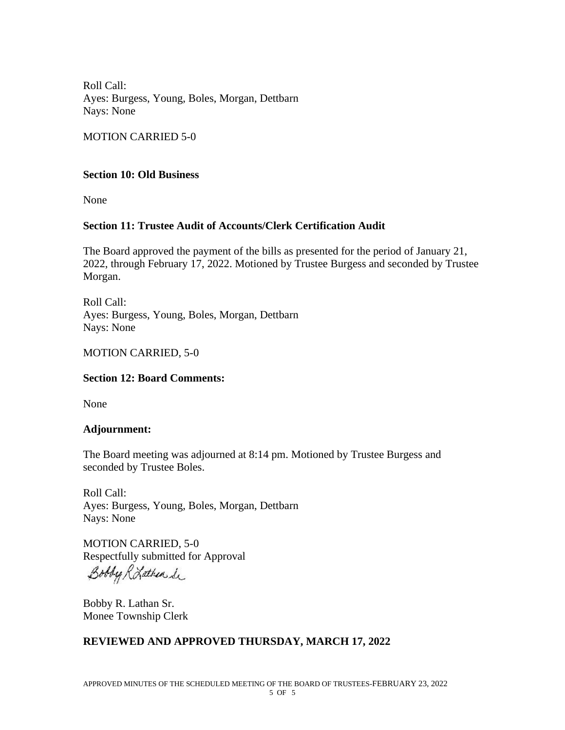Roll Call:
Ayes: Burgess, Young, Boles, Morgan, Dettbarn
Nays: None

MOTION CARRIED 5-0

**Section 10: Old Business**

None

**Section 11: Trustee Audit of Accounts/Clerk Certification Audit**

The Board approved the payment of the bills as presented for the period of January 21, 2022, through February 17, 2022. Motioned by Trustee Burgess and seconded by Trustee Morgan.

Roll Call:
Ayes: Burgess, Young, Boles, Morgan, Dettbarn
Nays: None

MOTION CARRIED, 5-0

**Section 12: Board Comments:**

None

**Adjournment:**

The Board meeting was adjourned at 8:14 pm. Motioned by Trustee Burgess and seconded by Trustee Boles.

Roll Call:
Ayes: Burgess, Young, Boles, Morgan, Dettbarn
Nays: None

MOTION CARRIED, 5-0
Respectfully submitted for Approval

Bobby R Lathan Sr

Bobby R. Lathan Sr.
Monee Township Clerk

**REVIEWED AND APPROVED THURSDAY, MARCH 17, 2022**